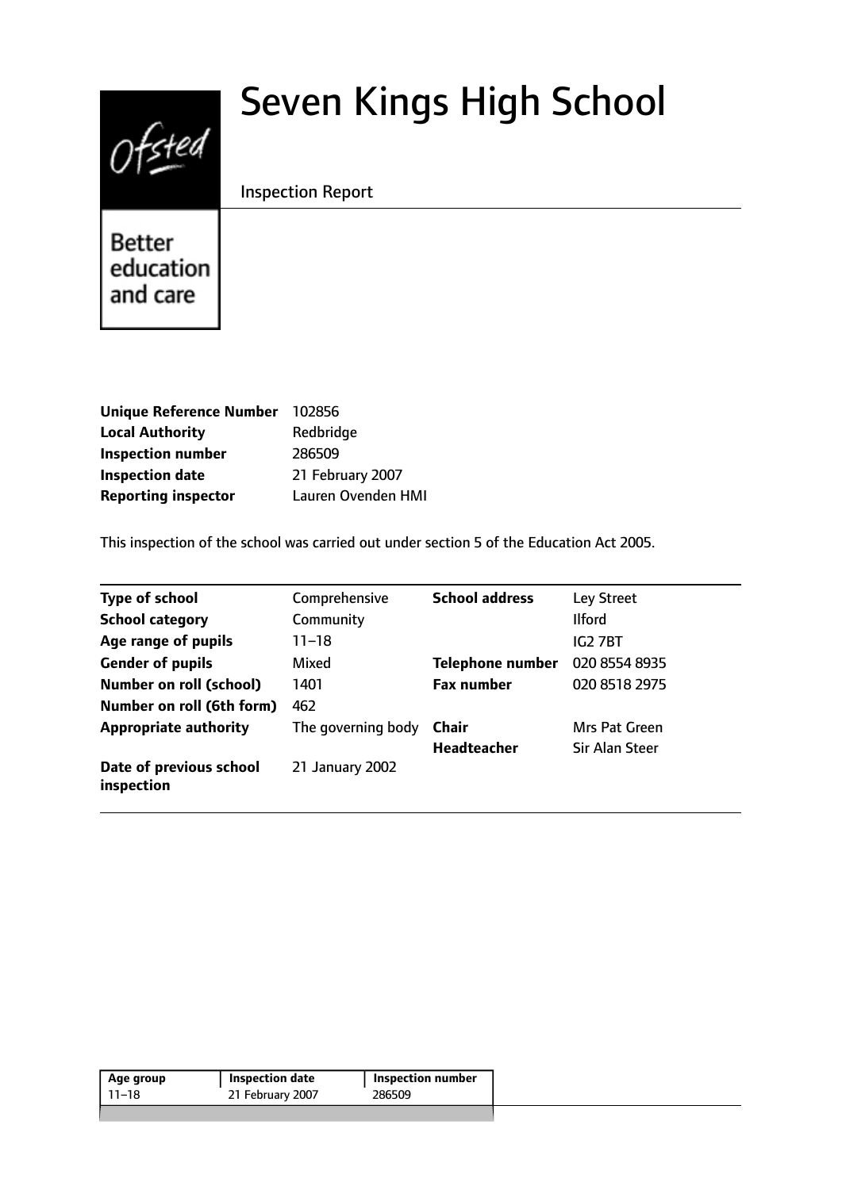# Seven Kings High School

Inspection Report

Better education and care

| | |
|---|---|
| **Unique Reference Number** | 102856 |
| **Local Authority** | Redbridge |
| **Inspection number** | 286509 |
| **Inspection date** | 21 February 2007 |
| **Reporting inspector** | Lauren Ovenden HMI |

This inspection of the school was carried out under section 5 of the Education Act 2005.

| | | | |
|---|---|---|---|
| **Type of school** | Comprehensive | **School address** | Ley Street |
| **School category** | Community | | Ilford |
| **Age range of pupils** | 11–18 | | IG2 7BT |
| **Gender of pupils** | Mixed | **Telephone number** | 020 8554 8935 |
| **Number on roll (school)** | 1401 | **Fax number** | 020 8518 2975 |
| **Number on roll (6th form)** | 462 | | |
| **Appropriate authority** | The governing body | **Chair** | Mrs Pat Green |
| | | **Headteacher** | Sir Alan Steer |
| **Date of previous school inspection** | 21 January 2002 | | |

| Age group | Inspection date | Inspection number |
|---|---|---|
| 11–18 | 21 February 2007 | 286509 |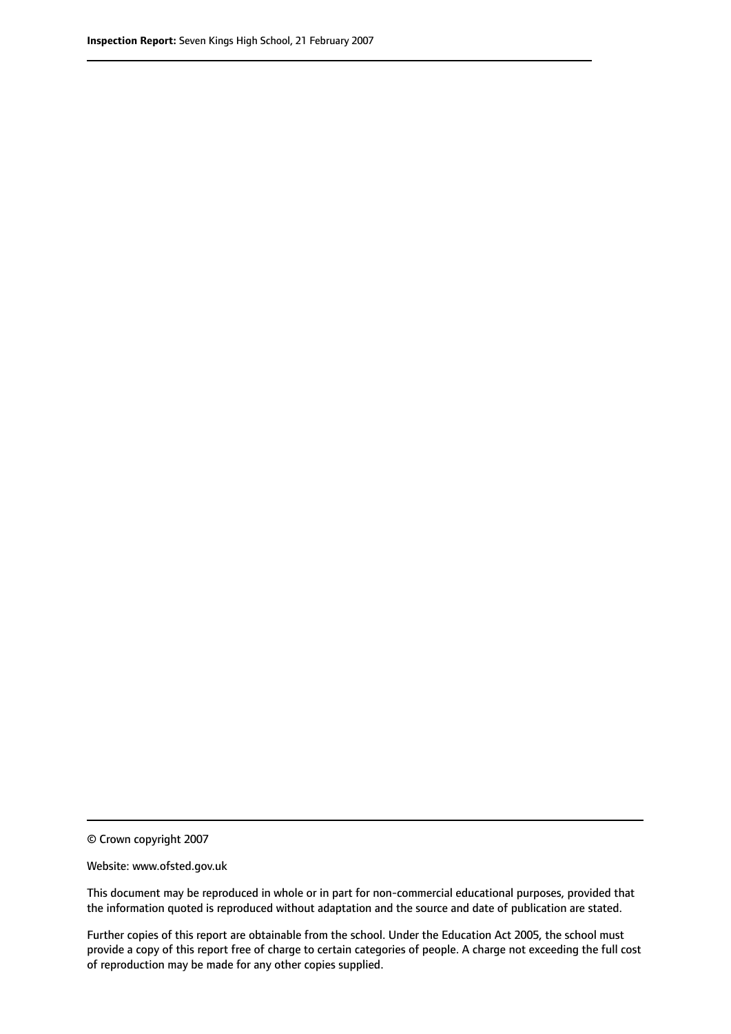© Crown copyright 2007

Website: www.ofsted.gov.uk

This document may be reproduced in whole or in part for non-commercial educational purposes, provided that the information quoted is reproduced without adaptation and the source and date of publication are stated.

Further copies of this report are obtainable from the school. Under the Education Act 2005, the school must provide a copy of this report free of charge to certain categories of people. A charge not exceeding the full cost of reproduction may be made for any other copies supplied.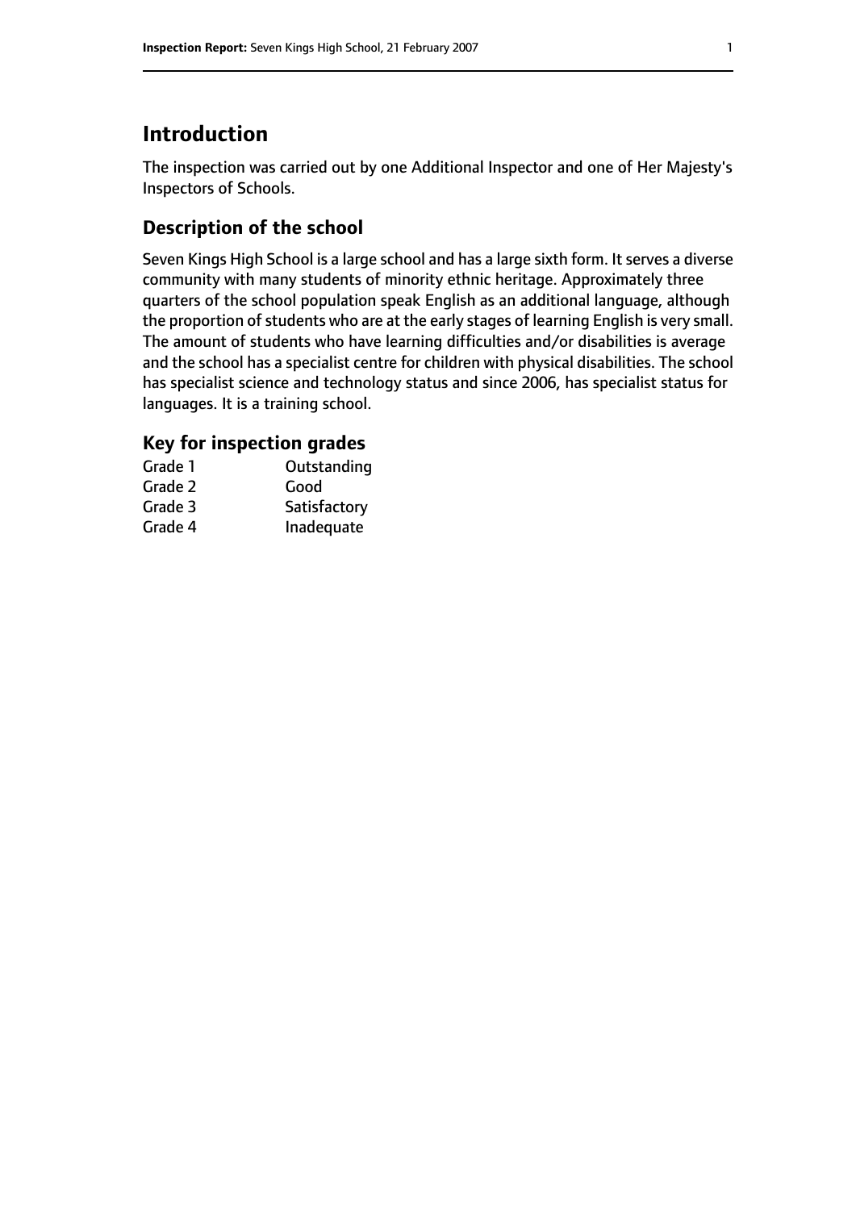# Introduction

The inspection was carried out by one Additional Inspector and one of Her Majesty's Inspectors of Schools.

## Description of the school

Seven Kings High School is a large school and has a large sixth form. It serves a diverse community with many students of minority ethnic heritage. Approximately three quarters of the school population speak English as an additional language, although the proportion of students who are at the early stages of learning English is very small. The amount of students who have learning difficulties and/or disabilities is average and the school has a specialist centre for children with physical disabilities. The school has specialist science and technology status and since 2006, has specialist status for languages. It is a training school.

### Key for inspection grades

| | |
|---|---|
| Grade 1 | Outstanding |
| Grade 2 | Good |
| Grade 3 | Satisfactory |
| Grade 4 | Inadequate |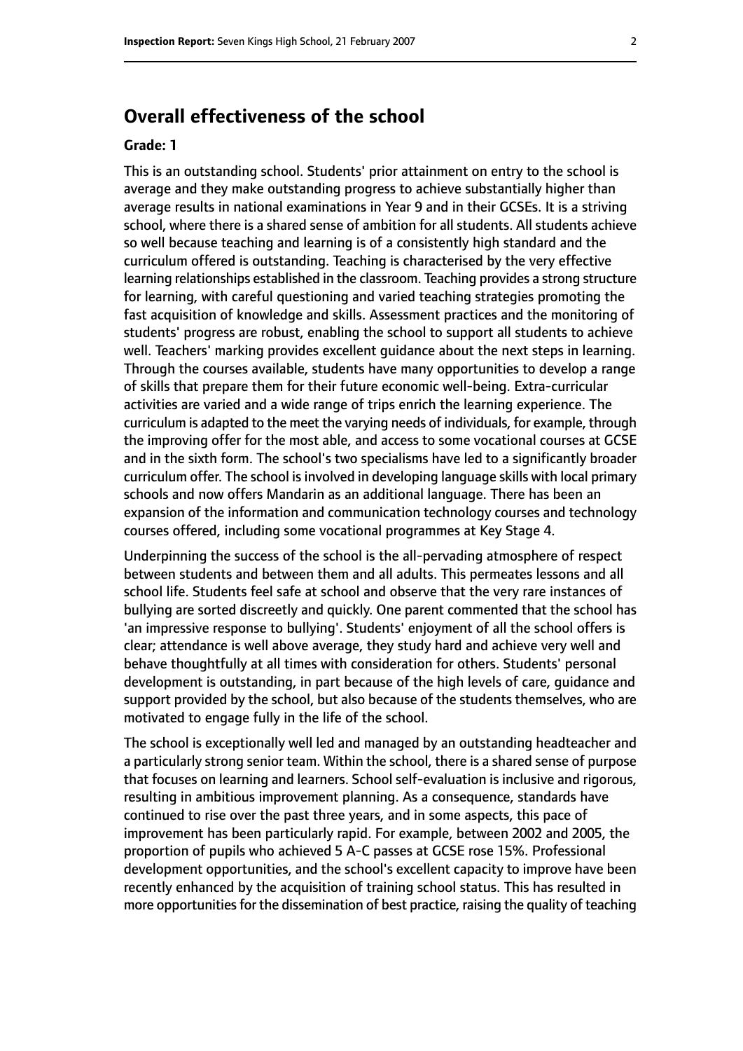## Overall effectiveness of the school

**Grade: 1**

This is an outstanding school. Students' prior attainment on entry to the school is average and they make outstanding progress to achieve substantially higher than average results in national examinations in Year 9 and in their GCSEs. It is a striving school, where there is a shared sense of ambition for all students. All students achieve so well because teaching and learning is of a consistently high standard and the curriculum offered is outstanding. Teaching is characterised by the very effective learning relationships established in the classroom. Teaching provides a strong structure for learning, with careful questioning and varied teaching strategies promoting the fast acquisition of knowledge and skills. Assessment practices and the monitoring of students' progress are robust, enabling the school to support all students to achieve well. Teachers' marking provides excellent guidance about the next steps in learning. Through the courses available, students have many opportunities to develop a range of skills that prepare them for their future economic well-being. Extra-curricular activities are varied and a wide range of trips enrich the learning experience. The curriculum is adapted to the meet the varying needs of individuals, for example, through the improving offer for the most able, and access to some vocational courses at GCSE and in the sixth form. The school's two specialisms have led to a significantly broader curriculum offer. The school is involved in developing language skills with local primary schools and now offers Mandarin as an additional language. There has been an expansion of the information and communication technology courses and technology courses offered, including some vocational programmes at Key Stage 4.

Underpinning the success of the school is the all-pervading atmosphere of respect between students and between them and all adults. This permeates lessons and all school life. Students feel safe at school and observe that the very rare instances of bullying are sorted discreetly and quickly. One parent commented that the school has 'an impressive response to bullying'. Students' enjoyment of all the school offers is clear; attendance is well above average, they study hard and achieve very well and behave thoughtfully at all times with consideration for others. Students' personal development is outstanding, in part because of the high levels of care, guidance and support provided by the school, but also because of the students themselves, who are motivated to engage fully in the life of the school.

The school is exceptionally well led and managed by an outstanding headteacher and a particularly strong senior team. Within the school, there is a shared sense of purpose that focuses on learning and learners. School self-evaluation is inclusive and rigorous, resulting in ambitious improvement planning. As a consequence, standards have continued to rise over the past three years, and in some aspects, this pace of improvement has been particularly rapid. For example, between 2002 and 2005, the proportion of pupils who achieved 5 A-C passes at GCSE rose 15%. Professional development opportunities, and the school's excellent capacity to improve have been recently enhanced by the acquisition of training school status. This has resulted in more opportunities for the dissemination of best practice, raising the quality of teaching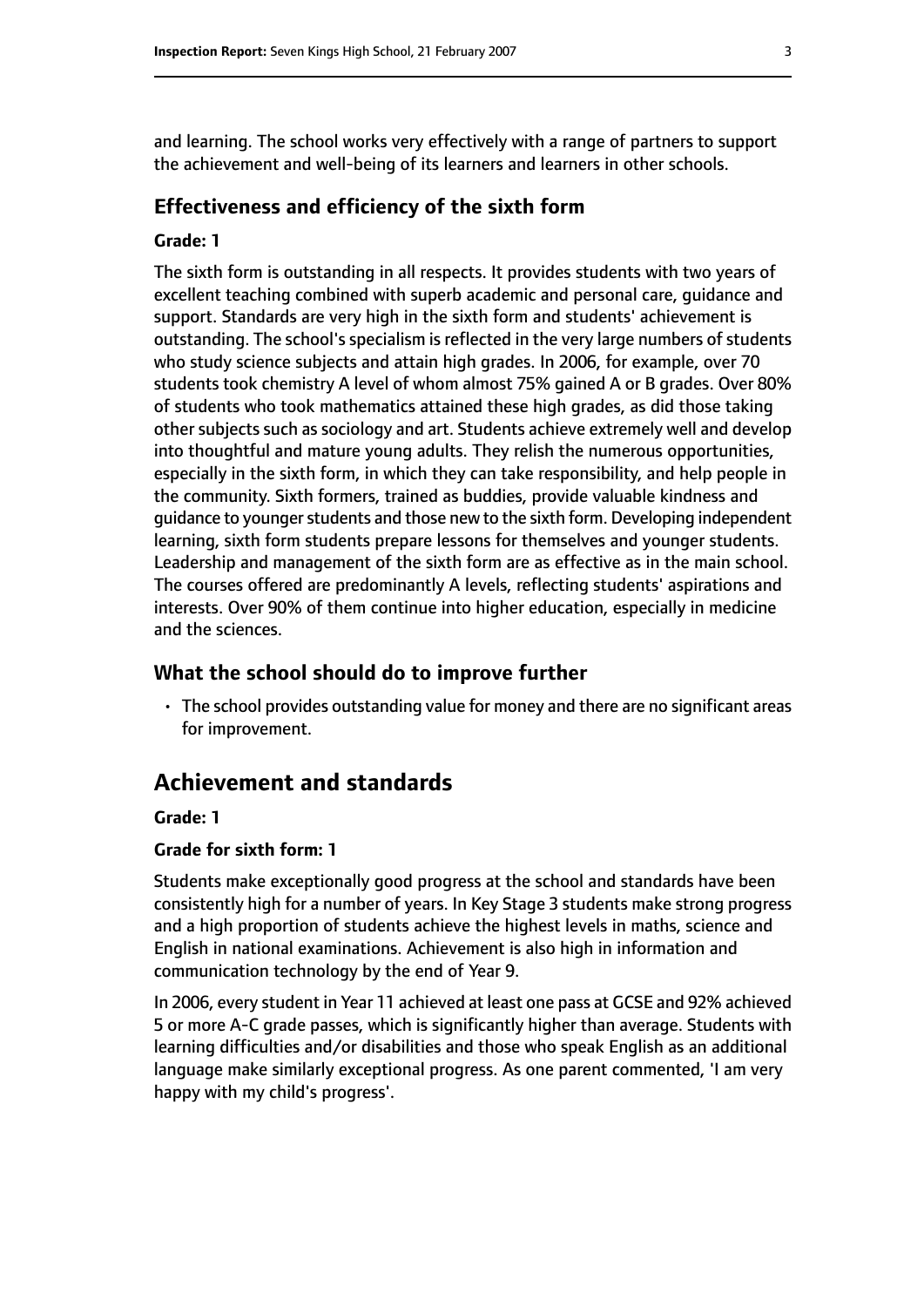and learning. The school works very effectively with a range of partners to support the achievement and well-being of its learners and learners in other schools.

### Effectiveness and efficiency of the sixth form

#### Grade: 1

The sixth form is outstanding in all respects. It provides students with two years of excellent teaching combined with superb academic and personal care, guidance and support. Standards are very high in the sixth form and students' achievement is outstanding. The school's specialism is reflected in the very large numbers of students who study science subjects and attain high grades. In 2006, for example, over 70 students took chemistry A level of whom almost 75% gained A or B grades. Over 80% of students who took mathematics attained these high grades, as did those taking other subjects such as sociology and art. Students achieve extremely well and develop into thoughtful and mature young adults. They relish the numerous opportunities, especially in the sixth form, in which they can take responsibility, and help people in the community. Sixth formers, trained as buddies, provide valuable kindness and guidance to younger students and those new to the sixth form. Developing independent learning, sixth form students prepare lessons for themselves and younger students. Leadership and management of the sixth form are as effective as in the main school. The courses offered are predominantly A levels, reflecting students' aspirations and interests. Over 90% of them continue into higher education, especially in medicine and the sciences.

### What the school should do to improve further

- The school provides outstanding value for money and there are no significant areas for improvement.

## Achievement and standards

#### Grade: 1

#### Grade for sixth form: 1

Students make exceptionally good progress at the school and standards have been consistently high for a number of years. In Key Stage 3 students make strong progress and a high proportion of students achieve the highest levels in maths, science and English in national examinations. Achievement is also high in information and communication technology by the end of Year 9.

In 2006, every student in Year 11 achieved at least one pass at GCSE and 92% achieved 5 or more A-C grade passes, which is significantly higher than average. Students with learning difficulties and/or disabilities and those who speak English as an additional language make similarly exceptional progress. As one parent commented, 'I am very happy with my child's progress'.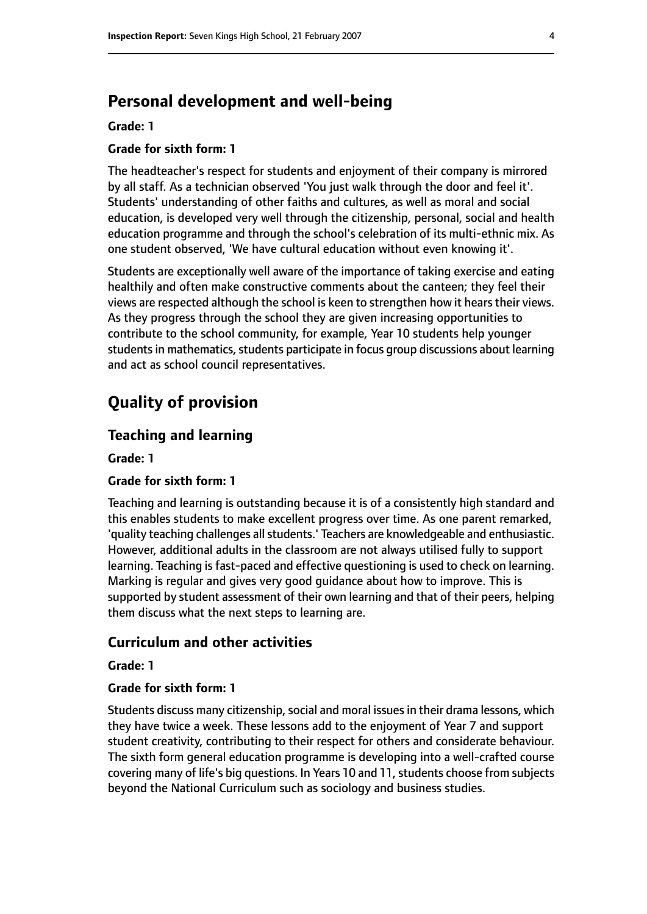## Personal development and well-being

**Grade: 1**

**Grade for sixth form: 1**

The headteacher's respect for students and enjoyment of their company is mirrored by all staff. As a technician observed 'You just walk through the door and feel it'. Students' understanding of other faiths and cultures, as well as moral and social education, is developed very well through the citizenship, personal, social and health education programme and through the school's celebration of its multi-ethnic mix. As one student observed, 'We have cultural education without even knowing it'.

Students are exceptionally well aware of the importance of taking exercise and eating healthily and often make constructive comments about the canteen; they feel their views are respected although the school is keen to strengthen how it hears their views. As they progress through the school they are given increasing opportunities to contribute to the school community, for example, Year 10 students help younger students in mathematics, students participate in focus group discussions about learning and act as school council representatives.

# Quality of provision

## Teaching and learning

**Grade: 1**

**Grade for sixth form: 1**

Teaching and learning is outstanding because it is of a consistently high standard and this enables students to make excellent progress over time. As one parent remarked, 'quality teaching challenges all students.' Teachers are knowledgeable and enthusiastic. However, additional adults in the classroom are not always utilised fully to support learning. Teaching is fast-paced and effective questioning is used to check on learning. Marking is regular and gives very good guidance about how to improve. This is supported by student assessment of their own learning and that of their peers, helping them discuss what the next steps to learning are.

## Curriculum and other activities

**Grade: 1**

**Grade for sixth form: 1**

Students discuss many citizenship, social and moral issues in their drama lessons, which they have twice a week. These lessons add to the enjoyment of Year 7 and support student creativity, contributing to their respect for others and considerate behaviour. The sixth form general education programme is developing into a well-crafted course covering many of life's big questions. In Years 10 and 11, students choose from subjects beyond the National Curriculum such as sociology and business studies.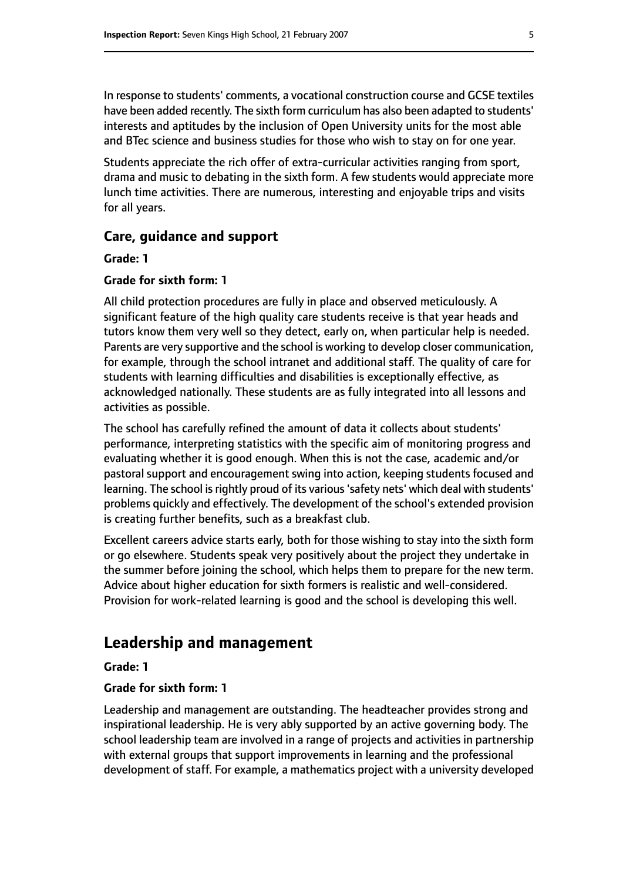In response to students' comments, a vocational construction course and GCSE textiles have been added recently. The sixth form curriculum has also been adapted to students' interests and aptitudes by the inclusion of Open University units for the most able and BTec science and business studies for those who wish to stay on for one year.

Students appreciate the rich offer of extra-curricular activities ranging from sport, drama and music to debating in the sixth form. A few students would appreciate more lunch time activities. There are numerous, interesting and enjoyable trips and visits for all years.

### Care, guidance and support

**Grade: 1**

**Grade for sixth form: 1**

All child protection procedures are fully in place and observed meticulously. A significant feature of the high quality care students receive is that year heads and tutors know them very well so they detect, early on, when particular help is needed. Parents are very supportive and the school is working to develop closer communication, for example, through the school intranet and additional staff. The quality of care for students with learning difficulties and disabilities is exceptionally effective, as acknowledged nationally. These students are as fully integrated into all lessons and activities as possible.

The school has carefully refined the amount of data it collects about students' performance, interpreting statistics with the specific aim of monitoring progress and evaluating whether it is good enough. When this is not the case, academic and/or pastoral support and encouragement swing into action, keeping students focused and learning. The school is rightly proud of its various 'safety nets' which deal with students' problems quickly and effectively. The development of the school's extended provision is creating further benefits, such as a breakfast club.

Excellent careers advice starts early, both for those wishing to stay into the sixth form or go elsewhere. Students speak very positively about the project they undertake in the summer before joining the school, which helps them to prepare for the new term. Advice about higher education for sixth formers is realistic and well-considered. Provision for work-related learning is good and the school is developing this well.

## Leadership and management

**Grade: 1**

**Grade for sixth form: 1**

Leadership and management are outstanding. The headteacher provides strong and inspirational leadership. He is very ably supported by an active governing body. The school leadership team are involved in a range of projects and activities in partnership with external groups that support improvements in learning and the professional development of staff. For example, a mathematics project with a university developed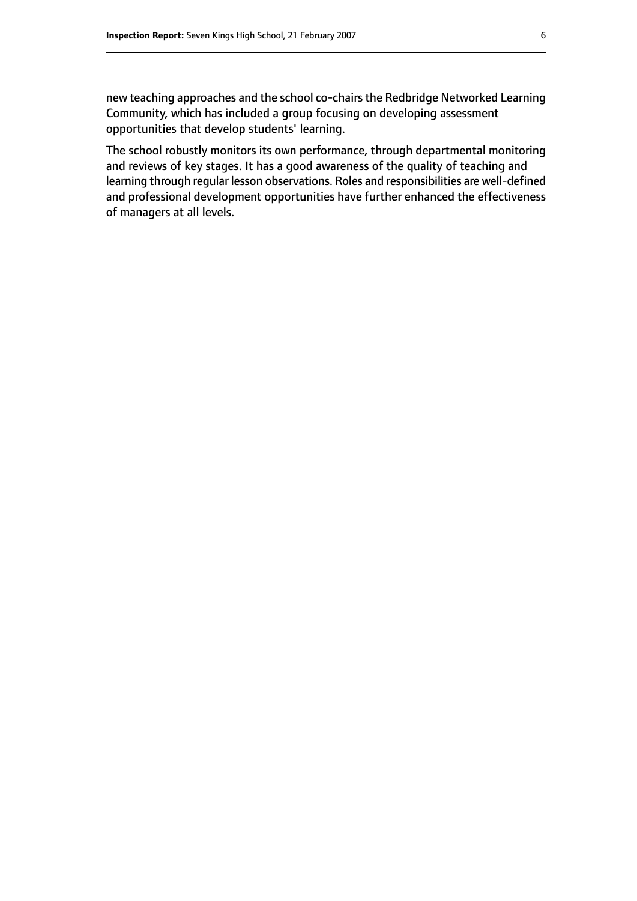new teaching approaches and the school co-chairs the Redbridge Networked Learning Community, which has included a group focusing on developing assessment opportunities that develop students' learning.

The school robustly monitors its own performance, through departmental monitoring and reviews of key stages. It has a good awareness of the quality of teaching and learning through regular lesson observations. Roles and responsibilities are well-defined and professional development opportunities have further enhanced the effectiveness of managers at all levels.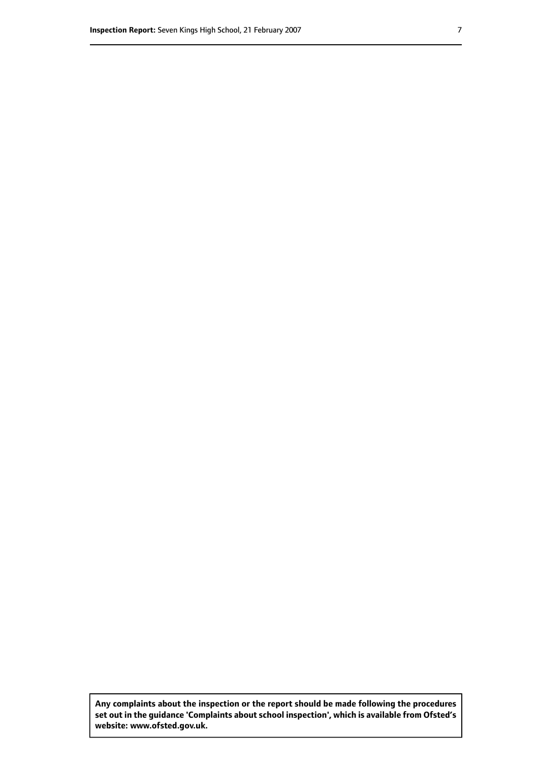**Any complaints about the inspection or the report should be made following the procedures set out in the guidance 'Complaints about school inspection', which is available from Ofsted's website: www.ofsted.gov.uk.**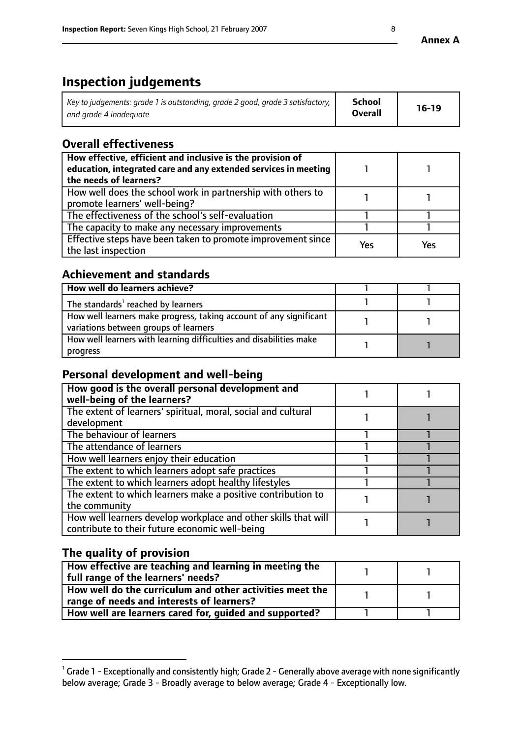Annex A

# Inspection judgements

| *Key to judgements: grade 1 is outstanding, grade 2 good, grade 3 satisfactory, and grade 4 inadequate* | **School Overall** | **16-19** |
|---|---|---|

## Overall effectiveness

| | | |
|---|---|---|
| **How effective, efficient and inclusive is the provision of education, integrated care and any extended services in meeting the needs of learners?** | 1 | 1 |
| How well does the school work in partnership with others to promote learners' well-being? | 1 | 1 |
| The effectiveness of the school's self-evaluation | 1 | 1 |
| The capacity to make any necessary improvements | 1 | 1 |
| Effective steps have been taken to promote improvement since the last inspection | Yes | Yes |

## Achievement and standards

| | | |
|---|---|---|
| **How well do learners achieve?** | 1 | 1 |
| The standards[1] reached by learners | 1 | 1 |
| How well learners make progress, taking account of any significant variations between groups of learners | 1 | 1 |
| How well learners with learning difficulties and disabilities make progress | 1 | 1 |

## Personal development and well-being

| | | |
|---|---|---|
| **How good is the overall personal development and well-being of the learners?** | 1 | 1 |
| The extent of learners' spiritual, moral, social and cultural development | 1 | 1 |
| The behaviour of learners | 1 | 1 |
| The attendance of learners | 1 | 1 |
| How well learners enjoy their education | 1 | 1 |
| The extent to which learners adopt safe practices | 1 | 1 |
| The extent to which learners adopt healthy lifestyles | 1 | 1 |
| The extent to which learners make a positive contribution to the community | 1 | 1 |
| How well learners develop workplace and other skills that will contribute to their future economic well-being | 1 | 1 |

## The quality of provision

| | | |
|---|---|---|
| **How effective are teaching and learning in meeting the full range of the learners' needs?** | 1 | 1 |
| **How well do the curriculum and other activities meet the range of needs and interests of learners?** | 1 | 1 |
| **How well are learners cared for, guided and supported?** | 1 | 1 |

[1] Grade 1 - Exceptionally and consistently high; Grade 2 - Generally above average with none significantly below average; Grade 3 - Broadly average to below average; Grade 4 - Exceptionally low.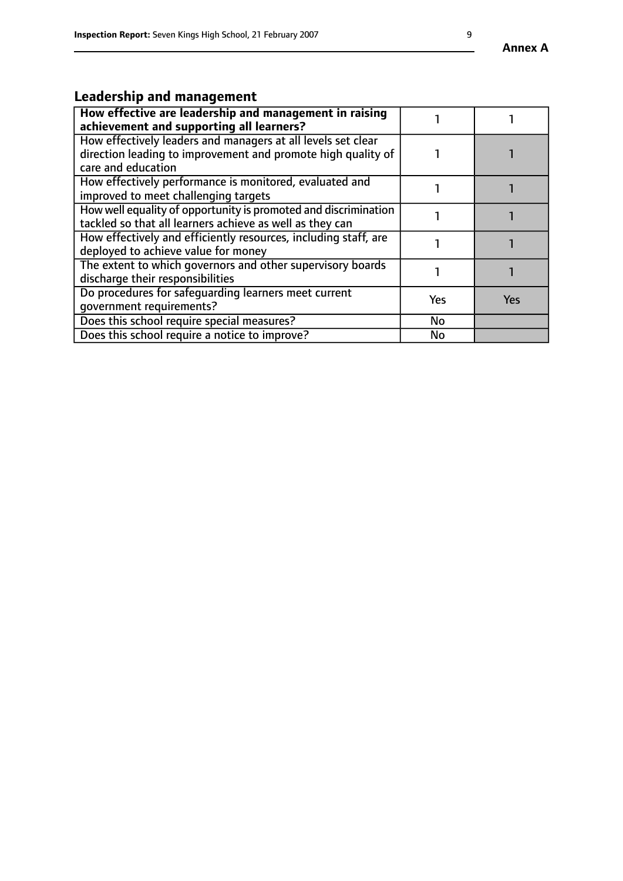Annex A

## Leadership and management

| How effective are leadership and management in raising achievement and supporting all learners? | 1 | 1 |
|---|---|---|
| How effectively leaders and managers at all levels set clear direction leading to improvement and promote high quality of care and education | 1 | 1 |
| How effectively performance is monitored, evaluated and improved to meet challenging targets | 1 | 1 |
| How well equality of opportunity is promoted and discrimination tackled so that all learners achieve as well as they can | 1 | 1 |
| How effectively and efficiently resources, including staff, are deployed to achieve value for money | 1 | 1 |
| The extent to which governors and other supervisory boards discharge their responsibilities | 1 | 1 |
| Do procedures for safeguarding learners meet current government requirements? | Yes | Yes |
| Does this school require special measures? | No | |
| Does this school require a notice to improve? | No | |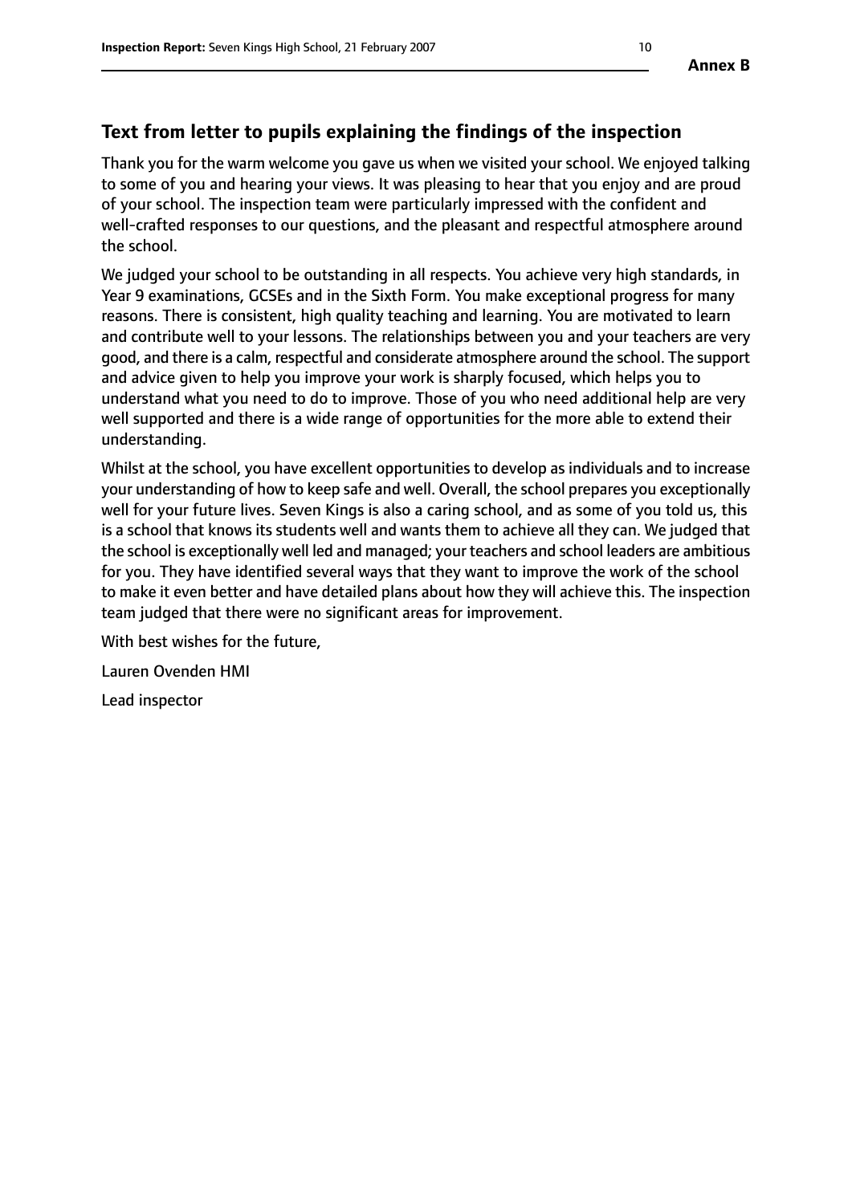## Text from letter to pupils explaining the findings of the inspection

Thank you for the warm welcome you gave us when we visited your school. We enjoyed talking to some of you and hearing your views. It was pleasing to hear that you enjoy and are proud of your school. The inspection team were particularly impressed with the confident and well-crafted responses to our questions, and the pleasant and respectful atmosphere around the school.

We judged your school to be outstanding in all respects. You achieve very high standards, in Year 9 examinations, GCSEs and in the Sixth Form. You make exceptional progress for many reasons. There is consistent, high quality teaching and learning. You are motivated to learn and contribute well to your lessons. The relationships between you and your teachers are very good, and there is a calm, respectful and considerate atmosphere around the school. The support and advice given to help you improve your work is sharply focused, which helps you to understand what you need to do to improve. Those of you who need additional help are very well supported and there is a wide range of opportunities for the more able to extend their understanding.

Whilst at the school, you have excellent opportunities to develop as individuals and to increase your understanding of how to keep safe and well. Overall, the school prepares you exceptionally well for your future lives. Seven Kings is also a caring school, and as some of you told us, this is a school that knows its students well and wants them to achieve all they can. We judged that the school is exceptionally well led and managed; your teachers and school leaders are ambitious for you. They have identified several ways that they want to improve the work of the school to make it even better and have detailed plans about how they will achieve this. The inspection team judged that there were no significant areas for improvement.

With best wishes for the future,

Lauren Ovenden HMI

Lead inspector